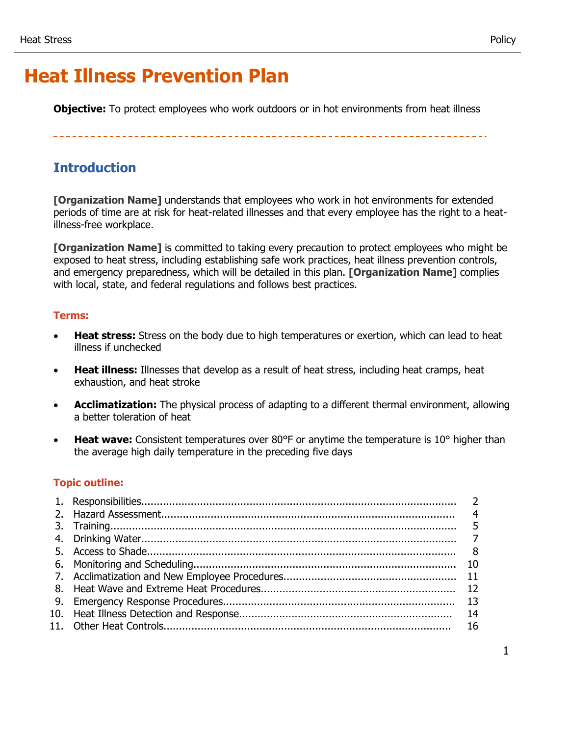# Heat Illness Prevention Plan

**Objective:** To protect employees who work outdoors or in hot environments from heat illness

## Introduction

**[Organization Name]** understands that employees who work in hot environments for extended periods of time are at risk for heat-related illnesses and that every employee has the right to a heat-illness-free workplace.

**[Organization Name]** is committed to taking every precaution to protect employees who might be exposed to heat stress, including establishing safe work practices, heat illness prevention controls, and emergency preparedness, which will be detailed in this plan. **[Organization Name]** complies with local, state, and federal regulations and follows best practices.

### Terms:

- **Heat stress:** Stress on the body due to high temperatures or exertion, which can lead to heat illness if unchecked
- **Heat illness:** Illnesses that develop as a result of heat stress, including heat cramps, heat exhaustion, and heat stroke
- **Acclimatization:** The physical process of adapting to a different thermal environment, allowing a better toleration of heat
- **Heat wave:** Consistent temperatures over 80°F or anytime the temperature is 10° higher than the average high daily temperature in the preceding five days

### Topic outline:

1. Responsibilities.................................................................. 2
2. Hazard Assessment.............................................................. 4
3. Training.......................................................................... 5
4. Drinking Water.................................................................. 7
5. Access to Shade................................................................. 8
6. Monitoring and Scheduling..................................................... 10
7. Acclimatization and New Employee Procedures.............................. 11
8. Heat Wave and Extreme Heat Procedures..................................... 12
9. Emergency Response Procedures.............................................. 13
10. Heat Illness Detection and Response....................................... 14
11. Other Heat Controls........................................................... 16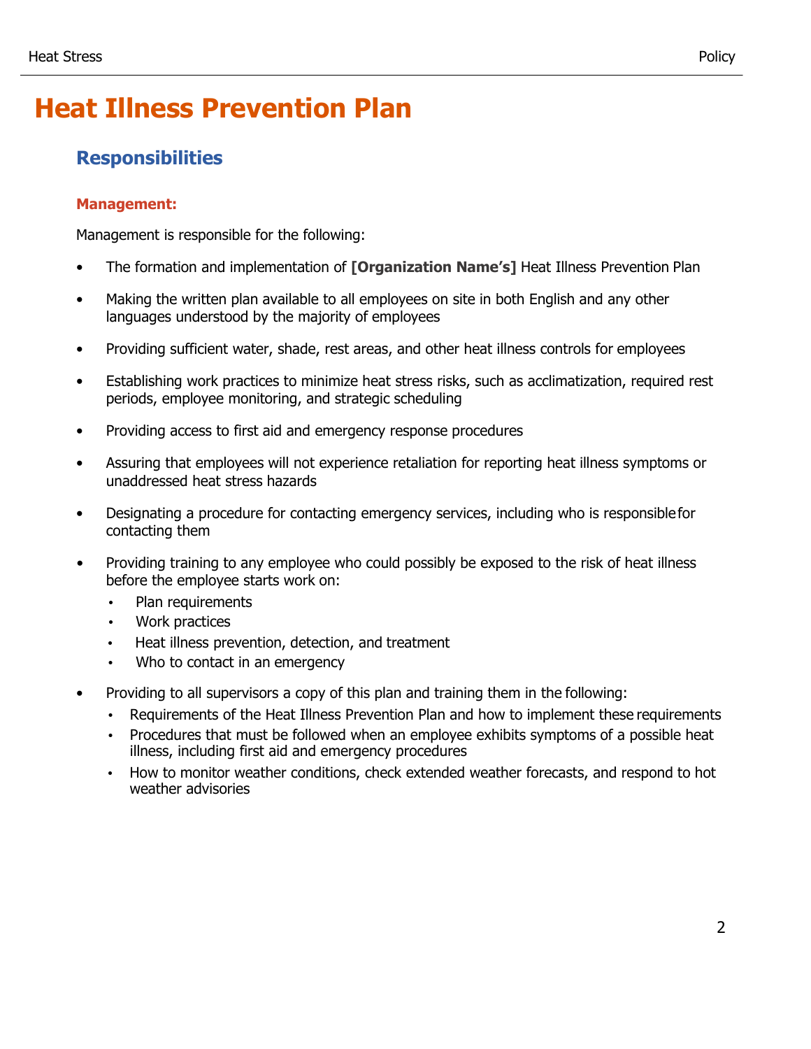# Heat Illness Prevention Plan

## Responsibilities

### Management:

Management is responsible for the following:

- The formation and implementation of **[Organization Name's]** Heat Illness Prevention Plan
- Making the written plan available to all employees on site in both English and any other languages understood by the majority of employees
- Providing sufficient water, shade, rest areas, and other heat illness controls for employees
- Establishing work practices to minimize heat stress risks, such as acclimatization, required rest periods, employee monitoring, and strategic scheduling
- Providing access to first aid and emergency response procedures
- Assuring that employees will not experience retaliation for reporting heat illness symptoms or unaddressed heat stress hazards
- Designating a procedure for contacting emergency services, including who is responsible for contacting them
- Providing training to any employee who could possibly be exposed to the risk of heat illness before the employee starts work on:
  - Plan requirements
  - Work practices
  - Heat illness prevention, detection, and treatment
  - Who to contact in an emergency
- Providing to all supervisors a copy of this plan and training them in the following:
  - Requirements of the Heat Illness Prevention Plan and how to implement these requirements
  - Procedures that must be followed when an employee exhibits symptoms of a possible heat illness, including first aid and emergency procedures
  - How to monitor weather conditions, check extended weather forecasts, and respond to hot weather advisories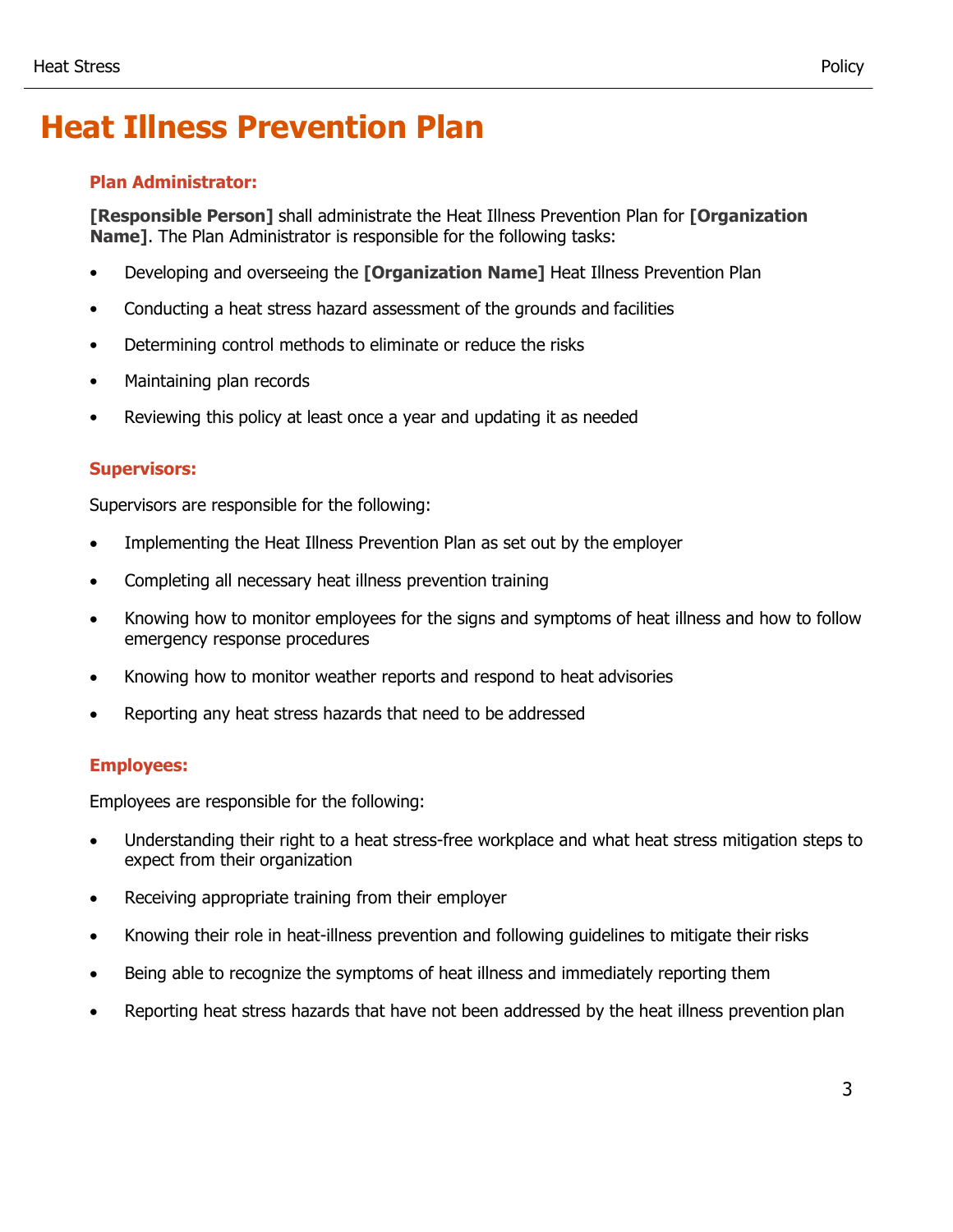# Heat Illness Prevention Plan

### Plan Administrator:

**[Responsible Person]** shall administrate the Heat Illness Prevention Plan for **[Organization Name]**. The Plan Administrator is responsible for the following tasks:

- Developing and overseeing the **[Organization Name]** Heat Illness Prevention Plan
- Conducting a heat stress hazard assessment of the grounds and facilities
- Determining control methods to eliminate or reduce the risks
- Maintaining plan records
- Reviewing this policy at least once a year and updating it as needed

### Supervisors:

Supervisors are responsible for the following:

- Implementing the Heat Illness Prevention Plan as set out by the employer
- Completing all necessary heat illness prevention training
- Knowing how to monitor employees for the signs and symptoms of heat illness and how to follow emergency response procedures
- Knowing how to monitor weather reports and respond to heat advisories
- Reporting any heat stress hazards that need to be addressed

### Employees:

Employees are responsible for the following:

- Understanding their right to a heat stress-free workplace and what heat stress mitigation steps to expect from their organization
- Receiving appropriate training from their employer
- Knowing their role in heat-illness prevention and following guidelines to mitigate their risks
- Being able to recognize the symptoms of heat illness and immediately reporting them
- Reporting heat stress hazards that have not been addressed by the heat illness prevention plan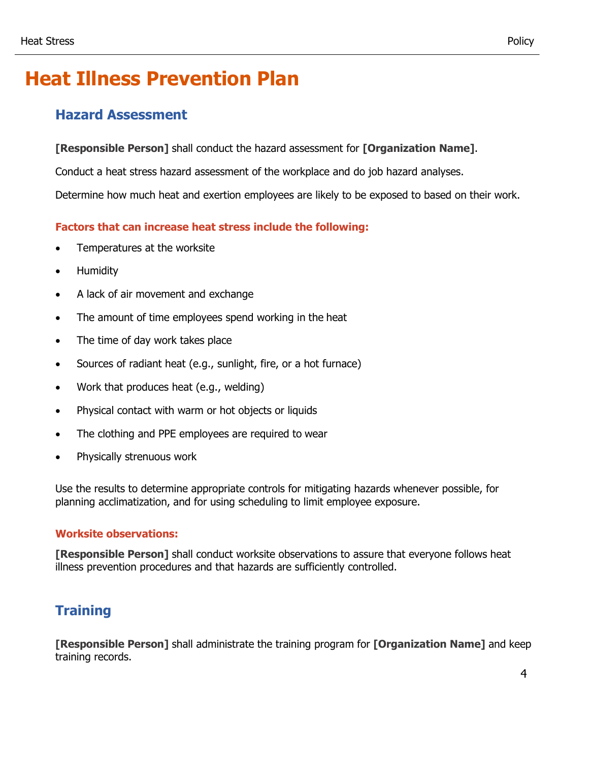# Heat Illness Prevention Plan

## Hazard Assessment

**[Responsible Person]** shall conduct the hazard assessment for **[Organization Name]**.

Conduct a heat stress hazard assessment of the workplace and do job hazard analyses.

Determine how much heat and exertion employees are likely to be exposed to based on their work.

#### Factors that can increase heat stress include the following:

- Temperatures at the worksite
- Humidity
- A lack of air movement and exchange
- The amount of time employees spend working in the heat
- The time of day work takes place
- Sources of radiant heat (e.g., sunlight, fire, or a hot furnace)
- Work that produces heat (e.g., welding)
- Physical contact with warm or hot objects or liquids
- The clothing and PPE employees are required to wear
- Physically strenuous work

Use the results to determine appropriate controls for mitigating hazards whenever possible, for planning acclimatization, and for using scheduling to limit employee exposure.

#### Worksite observations:

**[Responsible Person]** shall conduct worksite observations to assure that everyone follows heat illness prevention procedures and that hazards are sufficiently controlled.

## Training

**[Responsible Person]** shall administrate the training program for **[Organization Name]** and keep training records.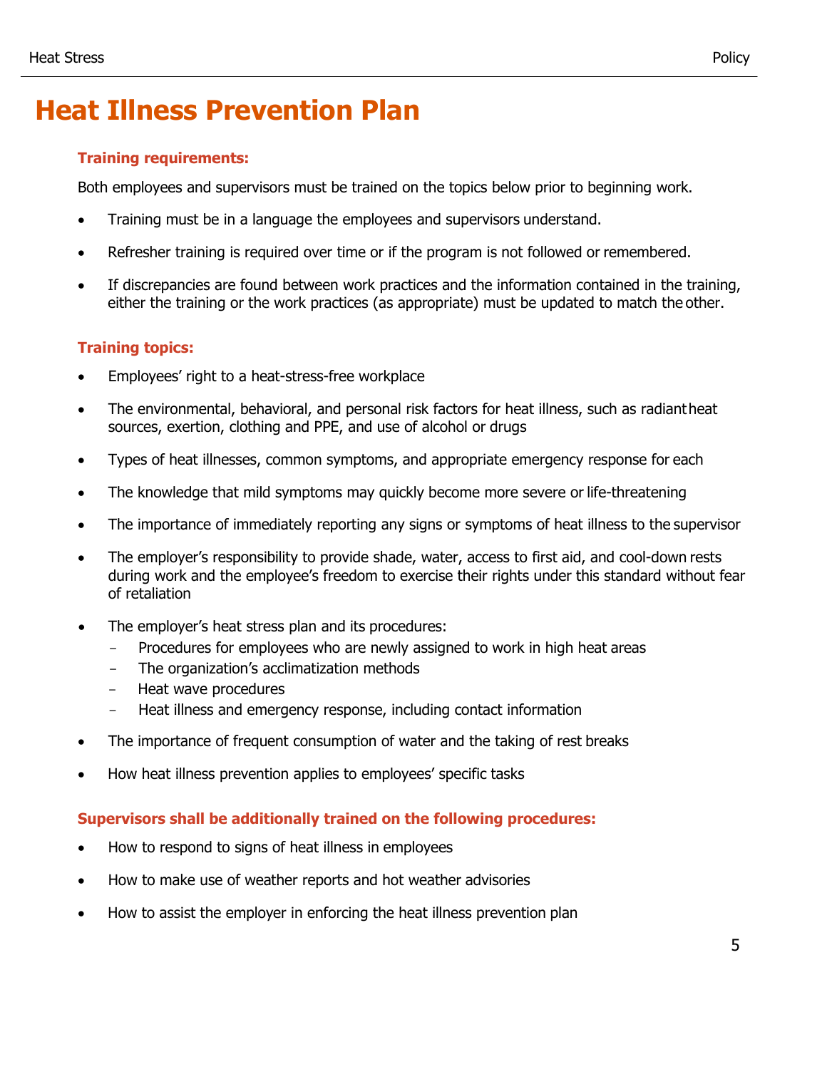# Heat Illness Prevention Plan

### Training requirements:

Both employees and supervisors must be trained on the topics below prior to beginning work.

- Training must be in a language the employees and supervisors understand.
- Refresher training is required over time or if the program is not followed or remembered.
- If discrepancies are found between work practices and the information contained in the training, either the training or the work practices (as appropriate) must be updated to match the other.

### Training topics:

- Employees' right to a heat-stress-free workplace
- The environmental, behavioral, and personal risk factors for heat illness, such as radiant heat sources, exertion, clothing and PPE, and use of alcohol or drugs
- Types of heat illnesses, common symptoms, and appropriate emergency response for each
- The knowledge that mild symptoms may quickly become more severe or life-threatening
- The importance of immediately reporting any signs or symptoms of heat illness to the supervisor
- The employer's responsibility to provide shade, water, access to first aid, and cool-down rests during work and the employee's freedom to exercise their rights under this standard without fear of retaliation
- The employer's heat stress plan and its procedures:
  - Procedures for employees who are newly assigned to work in high heat areas
  - The organization's acclimatization methods
  - Heat wave procedures
  - Heat illness and emergency response, including contact information
- The importance of frequent consumption of water and the taking of rest breaks
- How heat illness prevention applies to employees' specific tasks

### Supervisors shall be additionally trained on the following procedures:

- How to respond to signs of heat illness in employees
- How to make use of weather reports and hot weather advisories
- How to assist the employer in enforcing the heat illness prevention plan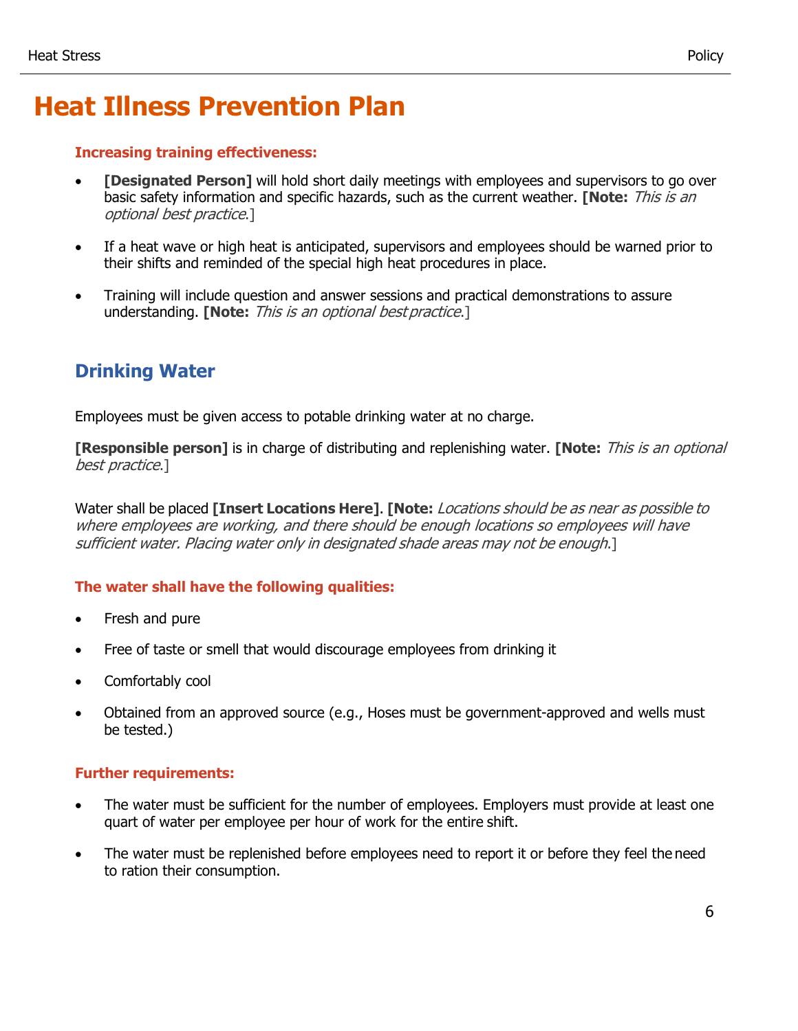# Heat Illness Prevention Plan

### Increasing training effectiveness:

- **[Designated Person]** will hold short daily meetings with employees and supervisors to go over basic safety information and specific hazards, such as the current weather. **[Note:** *This is an optional best practice*.]

- If a heat wave or high heat is anticipated, supervisors and employees should be warned prior to their shifts and reminded of the special high heat procedures in place.

- Training will include question and answer sessions and practical demonstrations to assure understanding. **[Note:** *This is an optional best practice*.]

## Drinking Water

Employees must be given access to potable drinking water at no charge.

**[Responsible person]** is in charge of distributing and replenishing water. **[Note:** *This is an optional best practice*.]

Water shall be placed **[Insert Locations Here]**. **[Note:** *Locations should be as near as possible to where employees are working, and there should be enough locations so employees will have sufficient water. Placing water only in designated shade areas may not be enough*.]

### The water shall have the following qualities:

- Fresh and pure

- Free of taste or smell that would discourage employees from drinking it

- Comfortably cool

- Obtained from an approved source (e.g., Hoses must be government-approved and wells must be tested.)

### Further requirements:

- The water must be sufficient for the number of employees. Employers must provide at least one quart of water per employee per hour of work for the entire shift.

- The water must be replenished before employees need to report it or before they feel the need to ration their consumption.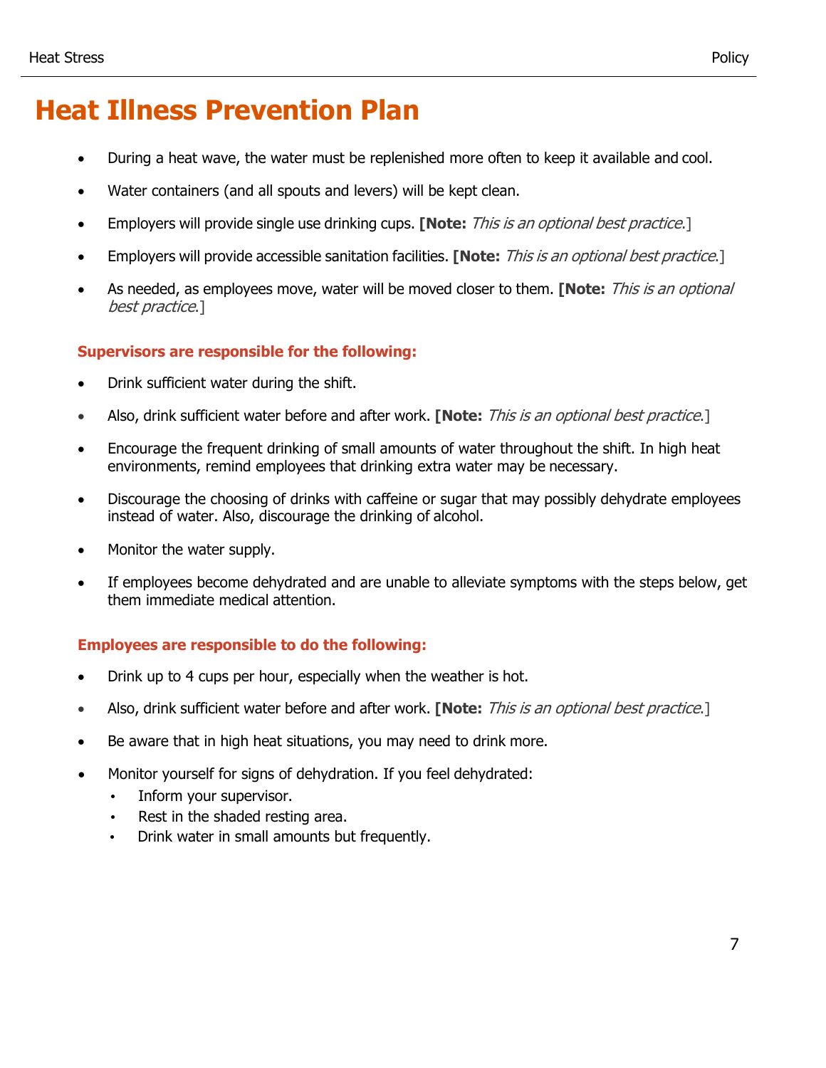# Heat Illness Prevention Plan

- During a heat wave, the water must be replenished more often to keep it available and cool.
- Water containers (and all spouts and levers) will be kept clean.
- Employers will provide single use drinking cups. **[Note:** *This is an optional best practice.*]
- Employers will provide accessible sanitation facilities. **[Note:** *This is an optional best practice.*]
- As needed, as employees move, water will be moved closer to them. **[Note:** *This is an optional best practice.*]

### Supervisors are responsible for the following:

- Drink sufficient water during the shift.
- Also, drink sufficient water before and after work. **[Note:** *This is an optional best practice.*]
- Encourage the frequent drinking of small amounts of water throughout the shift. In high heat environments, remind employees that drinking extra water may be necessary.
- Discourage the choosing of drinks with caffeine or sugar that may possibly dehydrate employees instead of water. Also, discourage the drinking of alcohol.
- Monitor the water supply.
- If employees become dehydrated and are unable to alleviate symptoms with the steps below, get them immediate medical attention.

### Employees are responsible to do the following:

- Drink up to 4 cups per hour, especially when the weather is hot.
- Also, drink sufficient water before and after work. **[Note:** *This is an optional best practice.*]
- Be aware that in high heat situations, you may need to drink more.
- Monitor yourself for signs of dehydration. If you feel dehydrated:
  - Inform your supervisor.
  - Rest in the shaded resting area.
  - Drink water in small amounts but frequently.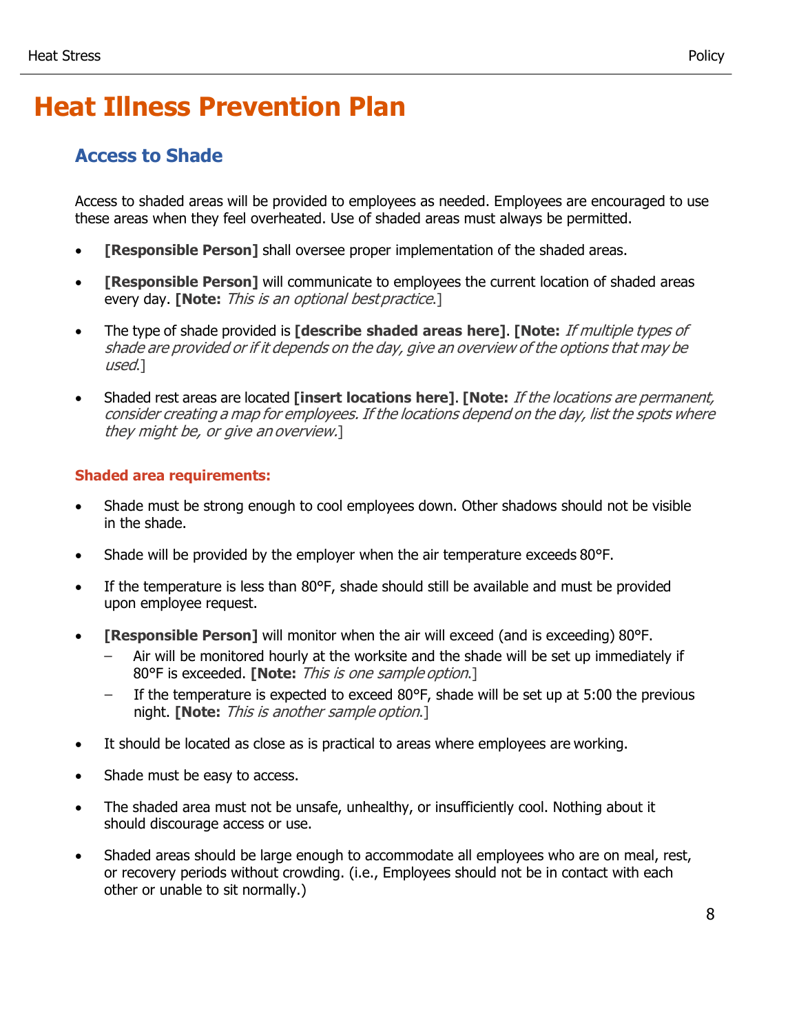# Heat Illness Prevention Plan

## Access to Shade

Access to shaded areas will be provided to employees as needed. Employees are encouraged to use these areas when they feel overheated. Use of shaded areas must always be permitted.

- **[Responsible Person]** shall oversee proper implementation of the shaded areas.
- **[Responsible Person]** will communicate to employees the current location of shaded areas every day. **[Note:** *This is an optional best practice.*]
- The type of shade provided is **[describe shaded areas here]**. **[Note:** *If multiple types of shade are provided or if it depends on the day, give an overview of the options that may be used.*]
- Shaded rest areas are located **[insert locations here]**. **[Note:** *If the locations are permanent, consider creating a map for employees. If the locations depend on the day, list the spots where they might be, or give an overview.*]

**Shaded area requirements:**

- Shade must be strong enough to cool employees down. Other shadows should not be visible in the shade.
- Shade will be provided by the employer when the air temperature exceeds 80°F.
- If the temperature is less than 80°F, shade should still be available and must be provided upon employee request.
- **[Responsible Person]** will monitor when the air will exceed (and is exceeding) 80°F.
  - Air will be monitored hourly at the worksite and the shade will be set up immediately if 80°F is exceeded. **[Note:** *This is one sample option.*]
  - If the temperature is expected to exceed 80°F, shade will be set up at 5:00 the previous night. **[Note:** *This is another sample option.*]
- It should be located as close as is practical to areas where employees are working.
- Shade must be easy to access.
- The shaded area must not be unsafe, unhealthy, or insufficiently cool. Nothing about it should discourage access or use.
- Shaded areas should be large enough to accommodate all employees who are on meal, rest, or recovery periods without crowding. (i.e., Employees should not be in contact with each other or unable to sit normally.)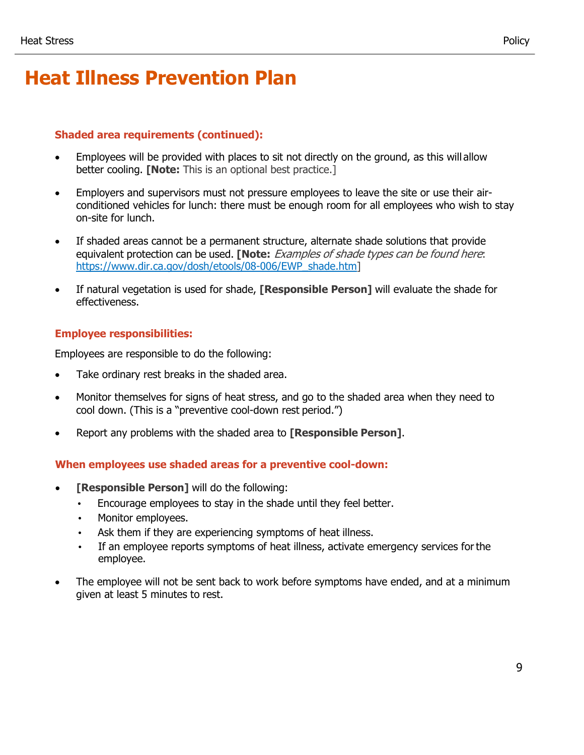# Heat Illness Prevention Plan

### Shaded area requirements (continued):

- Employees will be provided with places to sit not directly on the ground, as this will allow better cooling. **[Note:** This is an optional best practice.]
- Employers and supervisors must not pressure employees to leave the site or use their air-conditioned vehicles for lunch: there must be enough room for all employees who wish to stay on-site for lunch.
- If shaded areas cannot be a permanent structure, alternate shade solutions that provide equivalent protection can be used. **[Note:** *Examples of shade types can be found here*: https://www.dir.ca.gov/dosh/etools/08-006/EWP_shade.htm]
- If natural vegetation is used for shade, **[Responsible Person]** will evaluate the shade for effectiveness.

### Employee responsibilities:

Employees are responsible to do the following:

- Take ordinary rest breaks in the shaded area.
- Monitor themselves for signs of heat stress, and go to the shaded area when they need to cool down. (This is a "preventive cool-down rest period.")
- Report any problems with the shaded area to **[Responsible Person]**.

### When employees use shaded areas for a preventive cool-down:

- **[Responsible Person]** will do the following:
  - Encourage employees to stay in the shade until they feel better.
  - Monitor employees.
  - Ask them if they are experiencing symptoms of heat illness.
  - If an employee reports symptoms of heat illness, activate emergency services for the employee.
- The employee will not be sent back to work before symptoms have ended, and at a minimum given at least 5 minutes to rest.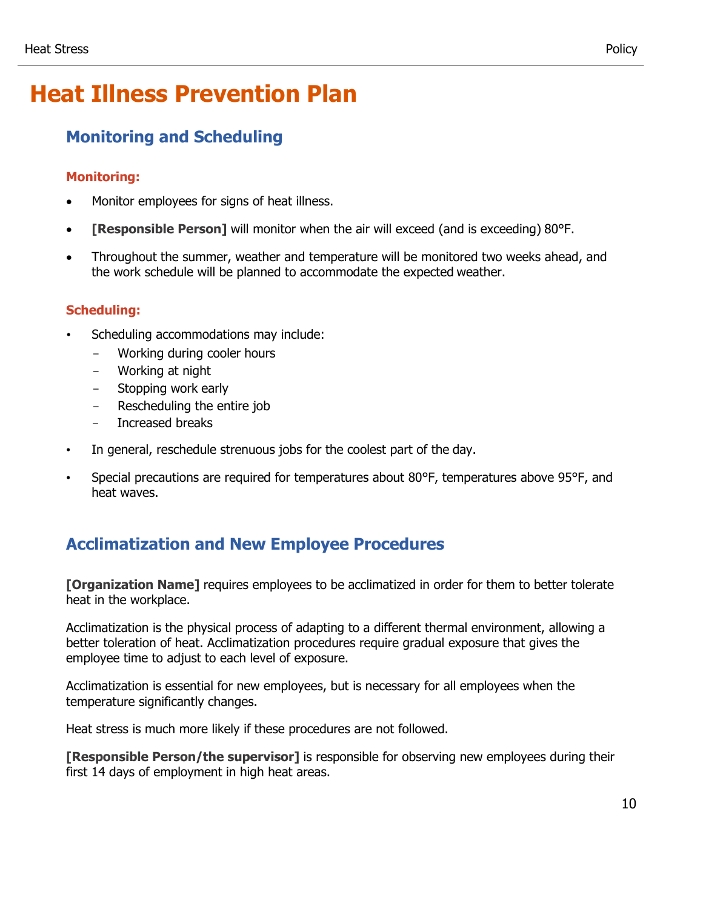# Heat Illness Prevention Plan

## Monitoring and Scheduling

### Monitoring:

- Monitor employees for signs of heat illness.
- **[Responsible Person]** will monitor when the air will exceed (and is exceeding) 80°F.
- Throughout the summer, weather and temperature will be monitored two weeks ahead, and the work schedule will be planned to accommodate the expected weather.

### Scheduling:

- Scheduling accommodations may include:
  - Working during cooler hours
  - Working at night
  - Stopping work early
  - Rescheduling the entire job
  - Increased breaks
- In general, reschedule strenuous jobs for the coolest part of the day.
- Special precautions are required for temperatures about 80°F, temperatures above 95°F, and heat waves.

## Acclimatization and New Employee Procedures

**[Organization Name]** requires employees to be acclimatized in order for them to better tolerate heat in the workplace.

Acclimatization is the physical process of adapting to a different thermal environment, allowing a better toleration of heat. Acclimatization procedures require gradual exposure that gives the employee time to adjust to each level of exposure.

Acclimatization is essential for new employees, but is necessary for all employees when the temperature significantly changes.

Heat stress is much more likely if these procedures are not followed.

**[Responsible Person/the supervisor]** is responsible for observing new employees during their first 14 days of employment in high heat areas.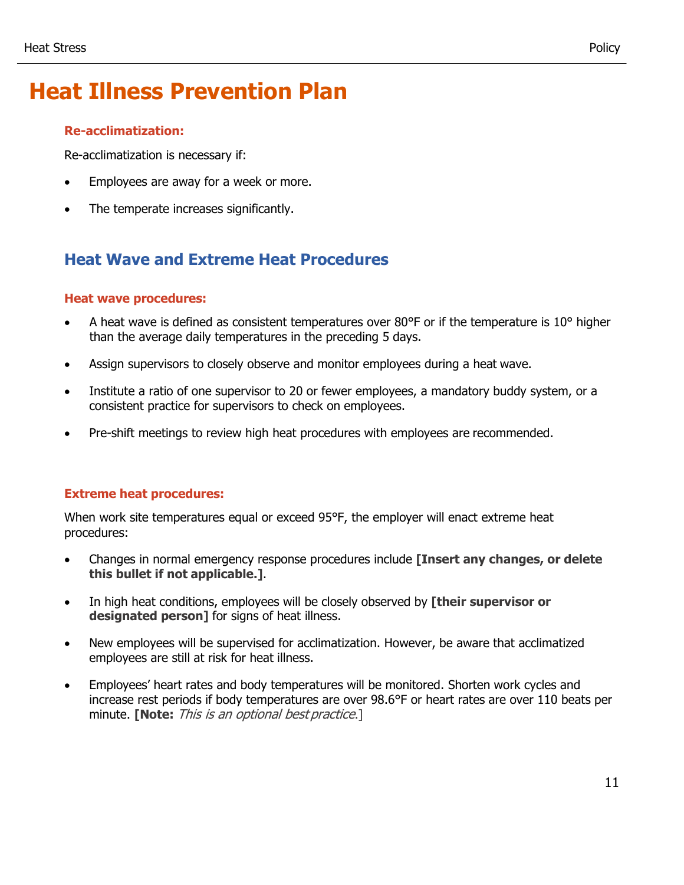# Heat Illness Prevention Plan

#### Re-acclimatization:

Re-acclimatization is necessary if:

- Employees are away for a week or more.
- The temperate increases significantly.

## Heat Wave and Extreme Heat Procedures

#### Heat wave procedures:

- A heat wave is defined as consistent temperatures over 80°F or if the temperature is 10° higher than the average daily temperatures in the preceding 5 days.
- Assign supervisors to closely observe and monitor employees during a heat wave.
- Institute a ratio of one supervisor to 20 or fewer employees, a mandatory buddy system, or a consistent practice for supervisors to check on employees.
- Pre-shift meetings to review high heat procedures with employees are recommended.

#### Extreme heat procedures:

When work site temperatures equal or exceed 95°F, the employer will enact extreme heat procedures:

- Changes in normal emergency response procedures include **[Insert any changes, or delete this bullet if not applicable.]**.
- In high heat conditions, employees will be closely observed by **[their supervisor or designated person]** for signs of heat illness.
- New employees will be supervised for acclimatization. However, be aware that acclimatized employees are still at risk for heat illness.
- Employees' heart rates and body temperatures will be monitored. Shorten work cycles and increase rest periods if body temperatures are over 98.6°F or heart rates are over 110 beats per minute. **[Note:** *This is an optional best practice.*]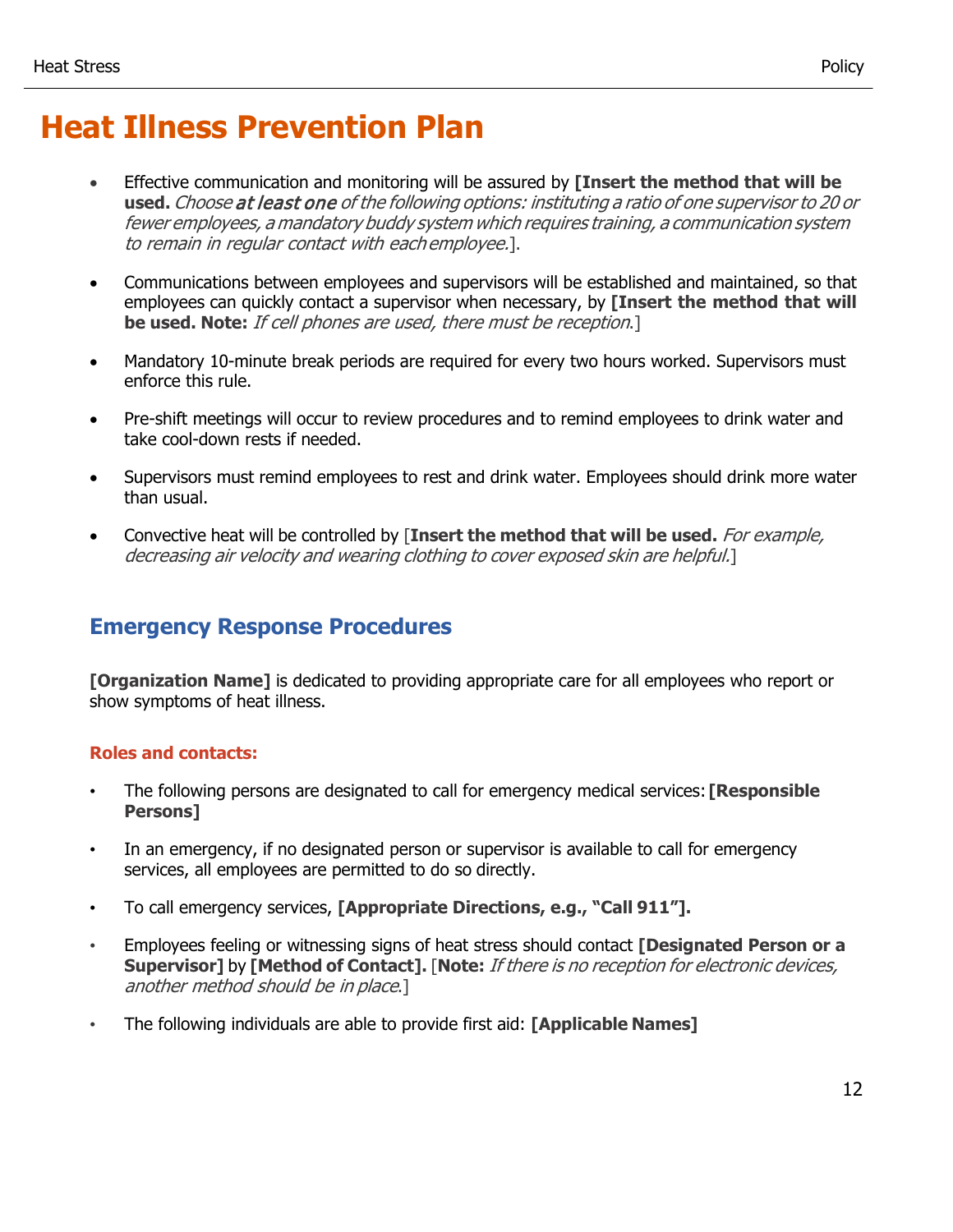# Heat Illness Prevention Plan

- Effective communication and monitoring will be assured by **[Insert the method that will be used.** *Choose at least one of the following options: instituting a ratio of one supervisor to 20 or fewer employees, a mandatory buddy system which requires training, a communication system to remain in regular contact with each employee.*].

- Communications between employees and supervisors will be established and maintained, so that employees can quickly contact a supervisor when necessary, by **[Insert the method that will be used. Note:** *If cell phones are used, there must be reception*.]

- Mandatory 10-minute break periods are required for every two hours worked. Supervisors must enforce this rule.

- Pre-shift meetings will occur to review procedures and to remind employees to drink water and take cool-down rests if needed.

- Supervisors must remind employees to rest and drink water. Employees should drink more water than usual.

- Convective heat will be controlled by [**Insert the method that will be used.** *For example, decreasing air velocity and wearing clothing to cover exposed skin are helpful.*]

## Emergency Response Procedures

**[Organization Name]** is dedicated to providing appropriate care for all employees who report or show symptoms of heat illness.

### Roles and contacts:

- The following persons are designated to call for emergency medical services: **[Responsible Persons]**

- In an emergency, if no designated person or supervisor is available to call for emergency services, all employees are permitted to do so directly.

- To call emergency services, **[Appropriate Directions, e.g., "Call 911"].**

- Employees feeling or witnessing signs of heat stress should contact **[Designated Person or a Supervisor]** by **[Method of Contact].** [**Note:** *If there is no reception for electronic devices, another method should be in place*.]

- The following individuals are able to provide first aid: **[Applicable Names]**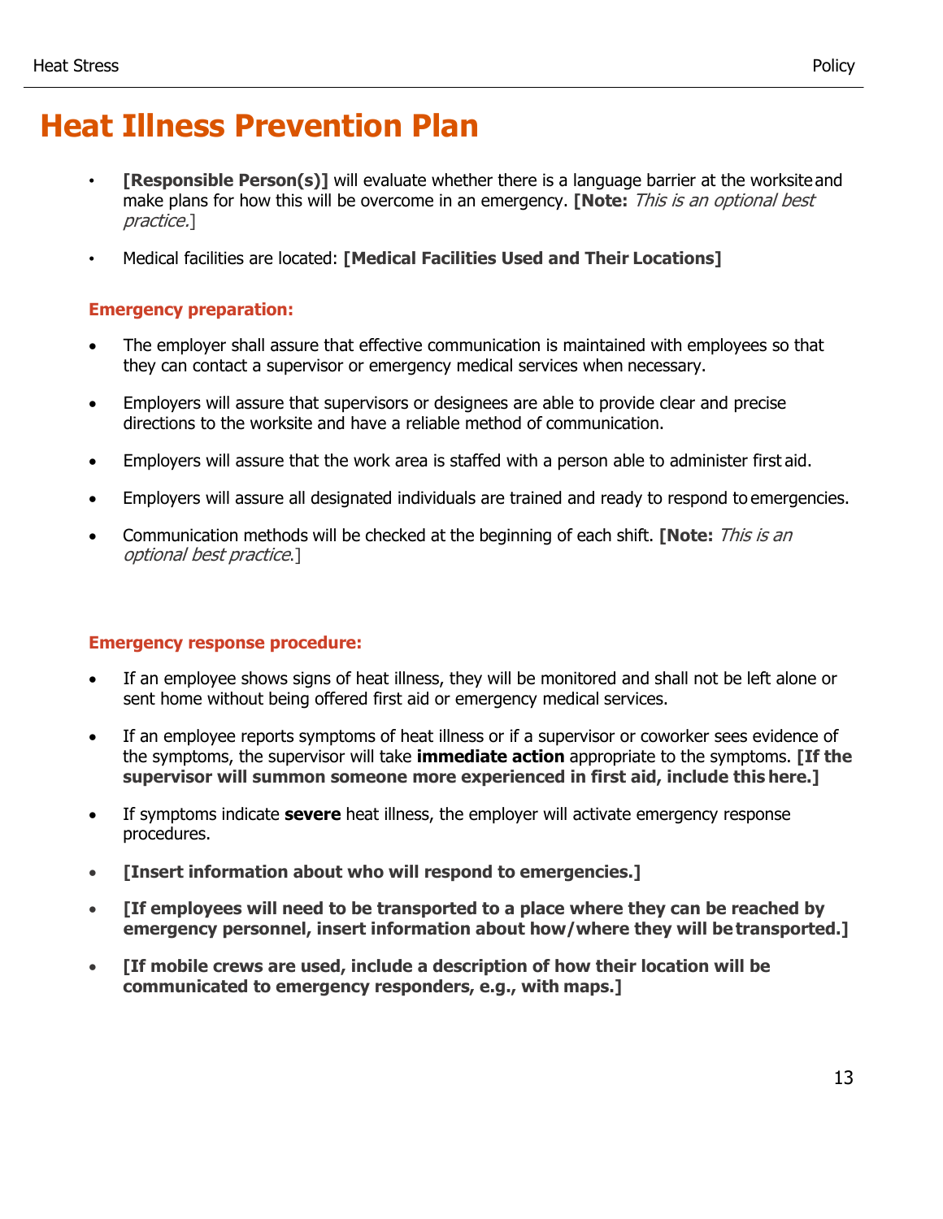# Heat Illness Prevention Plan

- **[Responsible Person(s)]** will evaluate whether there is a language barrier at the worksite and make plans for how this will be overcome in an emergency. **[Note:** *This is an optional best practice.*]
- Medical facilities are located: **[Medical Facilities Used and Their Locations]**

### Emergency preparation:

- The employer shall assure that effective communication is maintained with employees so that they can contact a supervisor or emergency medical services when necessary.
- Employers will assure that supervisors or designees are able to provide clear and precise directions to the worksite and have a reliable method of communication.
- Employers will assure that the work area is staffed with a person able to administer first aid.
- Employers will assure all designated individuals are trained and ready to respond to emergencies.
- Communication methods will be checked at the beginning of each shift. **[Note:** *This is an optional best practice*.]

### Emergency response procedure:

- If an employee shows signs of heat illness, they will be monitored and shall not be left alone or sent home without being offered first aid or emergency medical services.
- If an employee reports symptoms of heat illness or if a supervisor or coworker sees evidence of the symptoms, the supervisor will take **immediate action** appropriate to the symptoms. **[If the supervisor will summon someone more experienced in first aid, include this here.]**
- If symptoms indicate **severe** heat illness, the employer will activate emergency response procedures.
- **[Insert information about who will respond to emergencies.]**
- **[If employees will need to be transported to a place where they can be reached by emergency personnel, insert information about how/where they will be transported.]**
- **[If mobile crews are used, include a description of how their location will be communicated to emergency responders, e.g., with maps.]**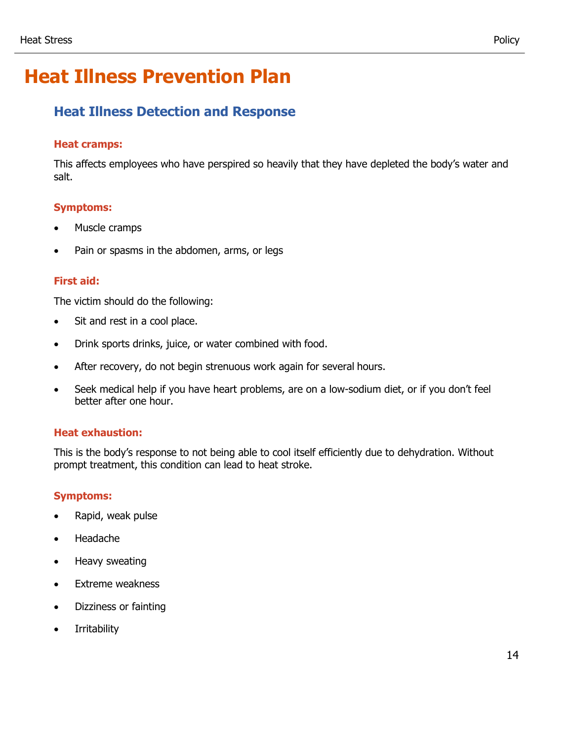# Heat Illness Prevention Plan

## Heat Illness Detection and Response

### Heat cramps:

This affects employees who have perspired so heavily that they have depleted the body's water and salt.

### Symptoms:

- Muscle cramps
- Pain or spasms in the abdomen, arms, or legs

### First aid:

The victim should do the following:

- Sit and rest in a cool place.
- Drink sports drinks, juice, or water combined with food.
- After recovery, do not begin strenuous work again for several hours.
- Seek medical help if you have heart problems, are on a low-sodium diet, or if you don't feel better after one hour.

### Heat exhaustion:

This is the body's response to not being able to cool itself efficiently due to dehydration. Without prompt treatment, this condition can lead to heat stroke.

### Symptoms:

- Rapid, weak pulse
- Headache
- Heavy sweating
- Extreme weakness
- Dizziness or fainting
- Irritability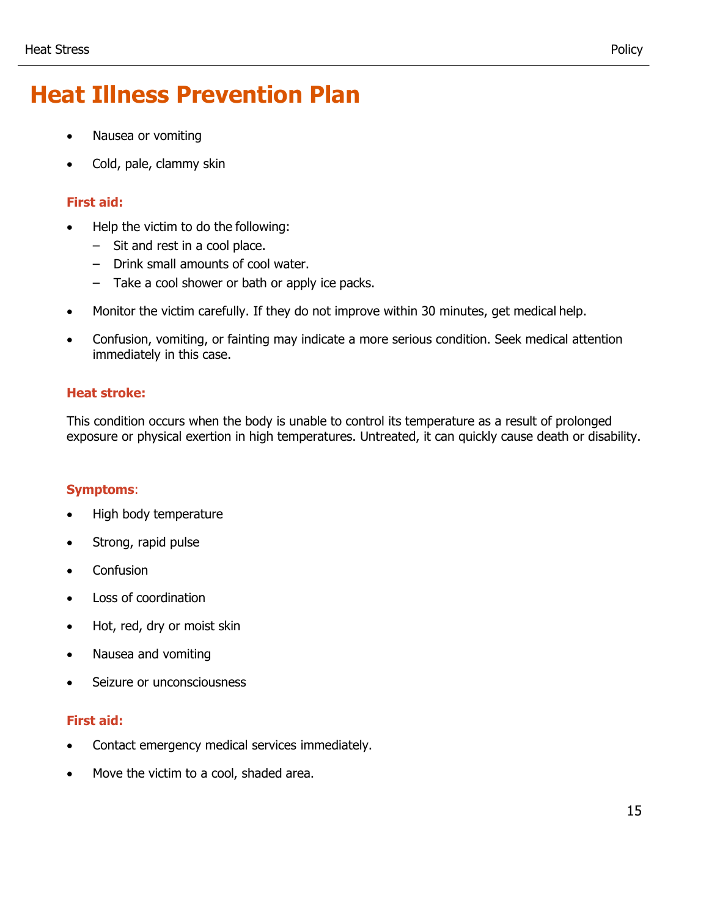# Heat Illness Prevention Plan

- Nausea or vomiting
- Cold, pale, clammy skin

**First aid:**

- Help the victim to do the following:
  - Sit and rest in a cool place.
  - Drink small amounts of cool water.
  - Take a cool shower or bath or apply ice packs.
- Monitor the victim carefully. If they do not improve within 30 minutes, get medical help.
- Confusion, vomiting, or fainting may indicate a more serious condition. Seek medical attention immediately in this case.

**Heat stroke:**

This condition occurs when the body is unable to control its temperature as a result of prolonged exposure or physical exertion in high temperatures. Untreated, it can quickly cause death or disability.

**Symptoms**:

- High body temperature
- Strong, rapid pulse
- Confusion
- Loss of coordination
- Hot, red, dry or moist skin
- Nausea and vomiting
- Seizure or unconsciousness

**First aid:**

- Contact emergency medical services immediately.
- Move the victim to a cool, shaded area.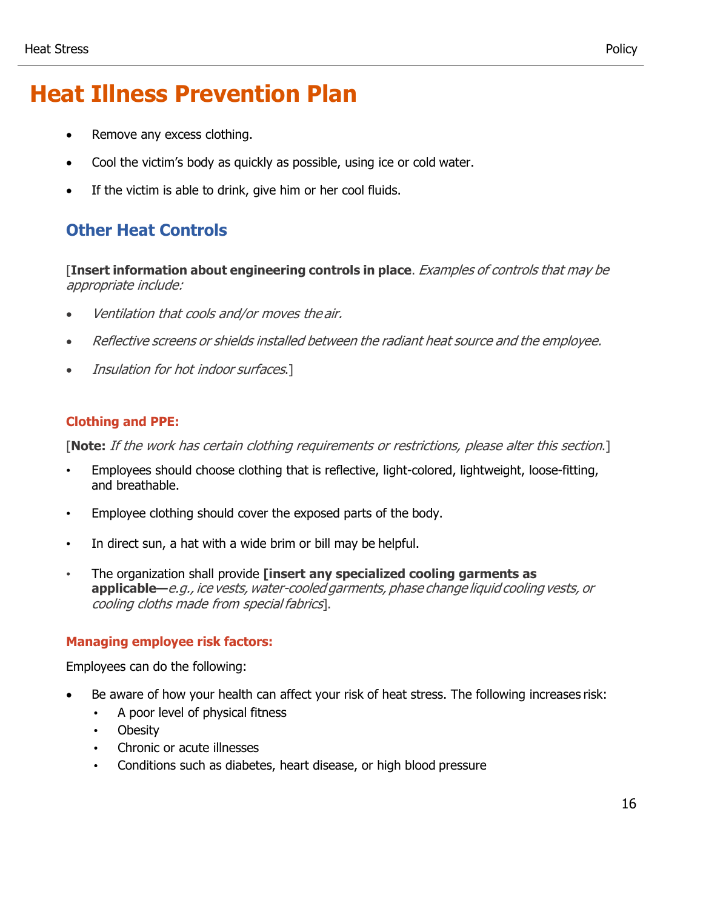# Heat Illness Prevention Plan

- Remove any excess clothing.
- Cool the victim's body as quickly as possible, using ice or cold water.
- If the victim is able to drink, give him or her cool fluids.

## Other Heat Controls

[**Insert information about engineering controls in place**. *Examples of controls that may be appropriate include:*

- *Ventilation that cools and/or moves the air.*
- *Reflective screens or shields installed between the radiant heat source and the employee.*
- *Insulation for hot indoor surfaces*.]

### Clothing and PPE:

[**Note:** *If the work has certain clothing requirements or restrictions, please alter this section*.]

- Employees should choose clothing that is reflective, light-colored, lightweight, loose-fitting, and breathable.
- Employee clothing should cover the exposed parts of the body.
- In direct sun, a hat with a wide brim or bill may be helpful.
- The organization shall provide **[insert any specialized cooling garments as applicable—***e.g., ice vests, water-cooled garments, phase change liquid cooling vests, or cooling cloths made from special fabrics*].

### Managing employee risk factors:

Employees can do the following:

- Be aware of how your health can affect your risk of heat stress. The following increases risk:
  - A poor level of physical fitness
  - Obesity
  - Chronic or acute illnesses
  - Conditions such as diabetes, heart disease, or high blood pressure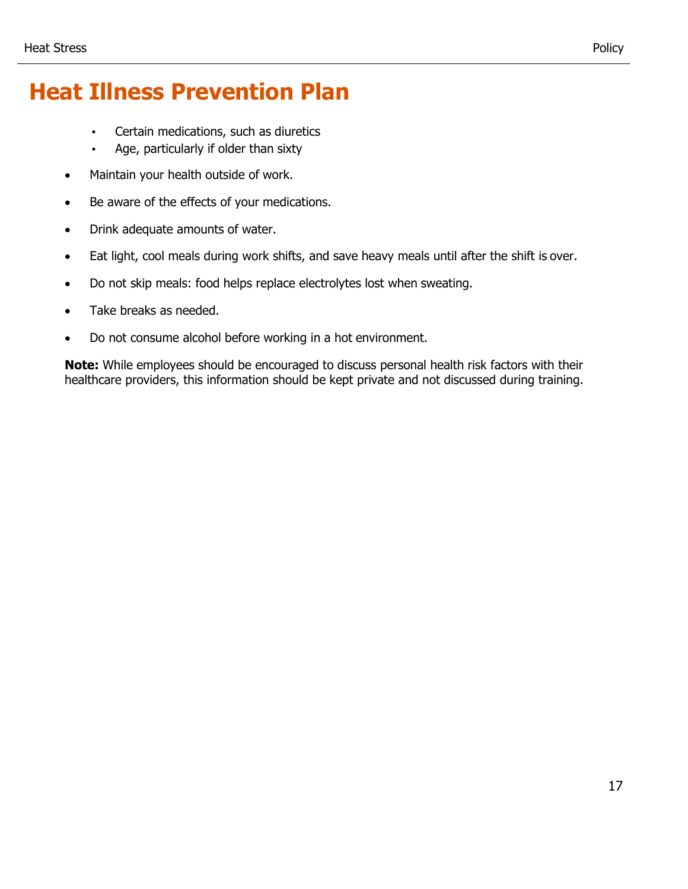# Heat Illness Prevention Plan

    - Certain medications, such as diuretics
    - Age, particularly if older than sixty

- Maintain your health outside of work.
- Be aware of the effects of your medications.
- Drink adequate amounts of water.
- Eat light, cool meals during work shifts, and save heavy meals until after the shift is over.
- Do not skip meals: food helps replace electrolytes lost when sweating.
- Take breaks as needed.
- Do not consume alcohol before working in a hot environment.

**Note:** While employees should be encouraged to discuss personal health risk factors with their healthcare providers, this information should be kept private and not discussed during training.